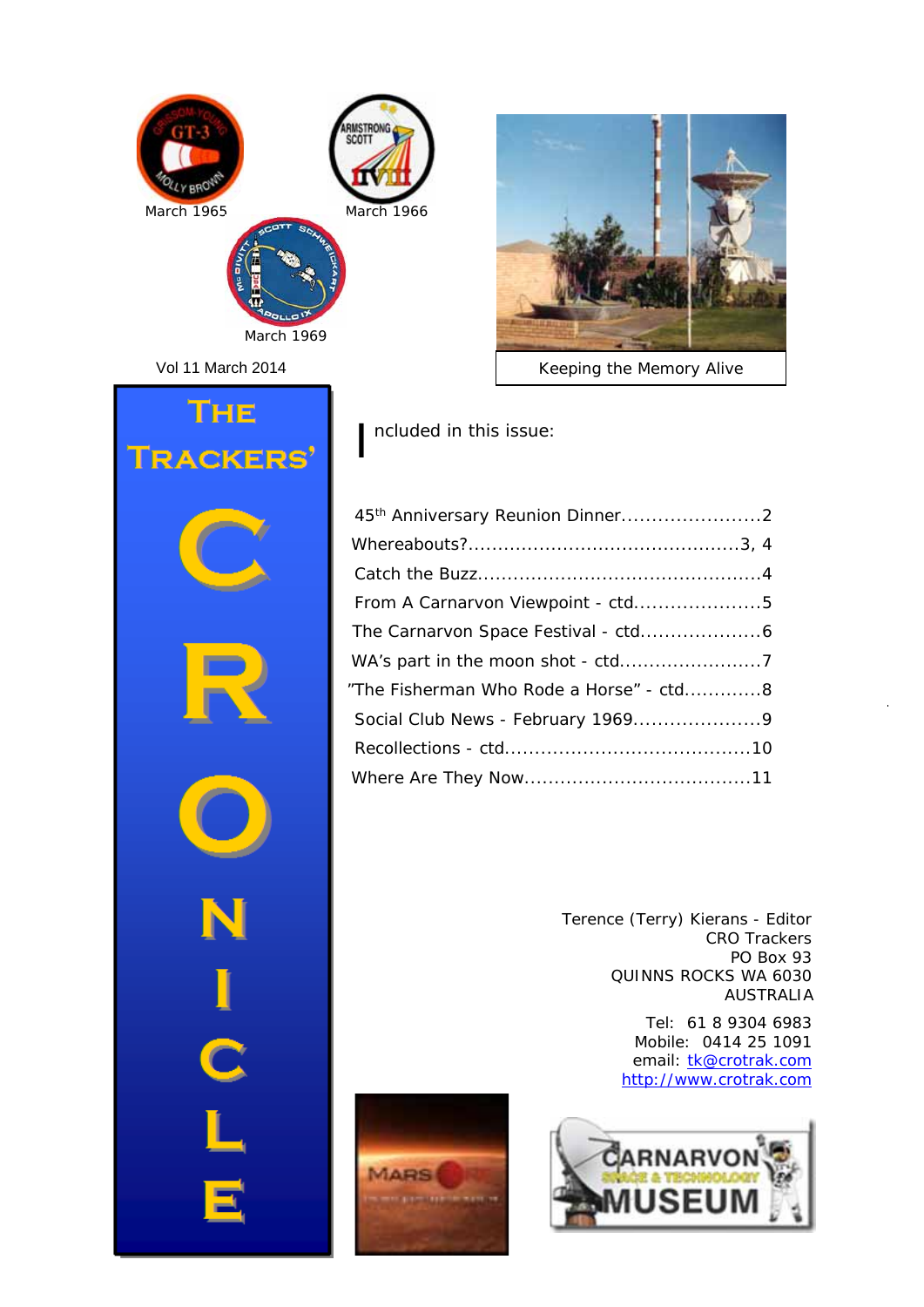March 1965

March 1966

March 1969

Vol 11 March 2014

Keeping the Memory Alive

# The Trackers' CRONICLE

Included in this issue:

45th Anniversary Reunion Dinner.......................2
Whereabouts?.............................................3, 4
Catch the Buzz...............................................4
From A Carnarvon Viewpoint - ctd.....................5
The Carnarvon Space Festival - ctd....................6
WA's part in the moon shot - ctd........................7
"The Fisherman Who Rode a Horse" - ctd.............8
Social Club News - February 1969.....................9
Recollections - ctd........................................10
Where Are They Now.....................................11

Terence (Terry) Kierans - Editor
CRO Trackers
PO Box 93
QUINNS ROCKS WA 6030
AUSTRALIA

Tel: 61 8 9304 6983
Mobile: 0414 25 1091
email: tk@crotrak.com
http://www.crotrak.com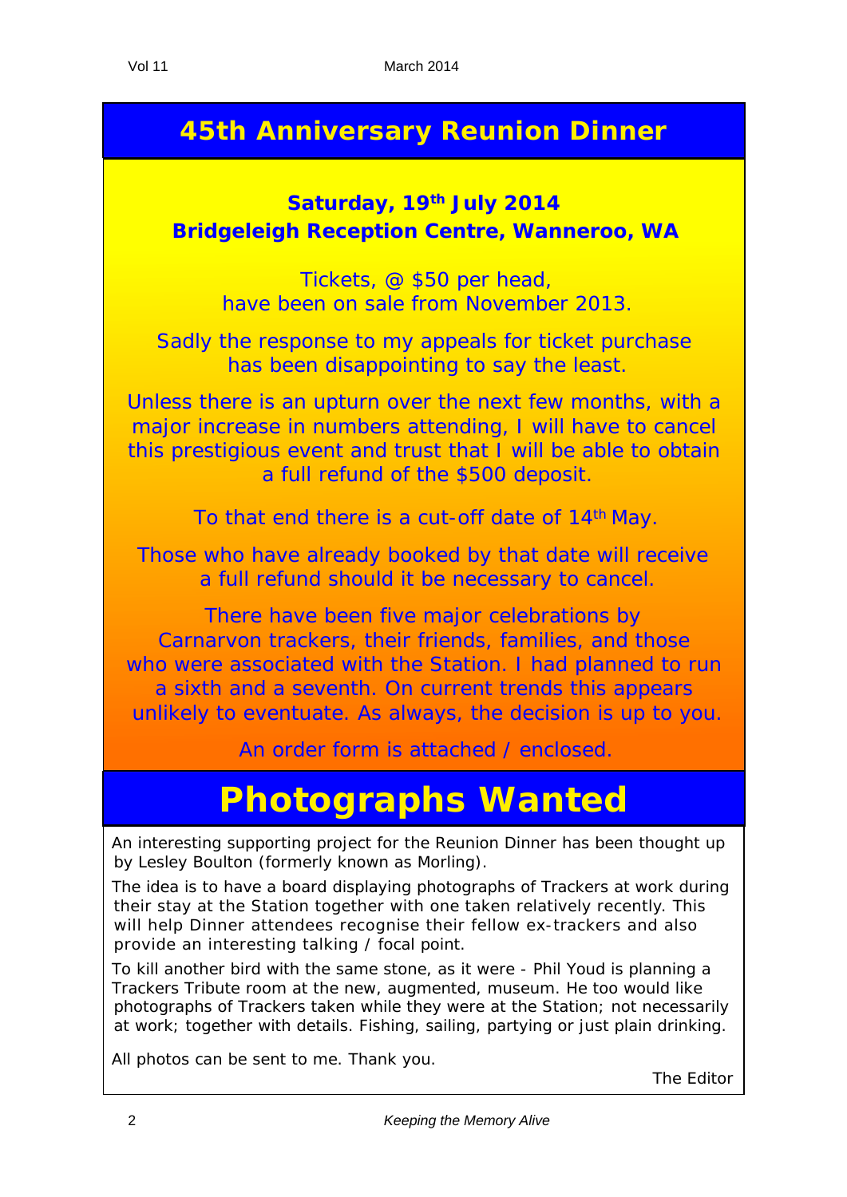# 45th Anniversary Reunion Dinner

**Saturday, 19th July 2014**
**Bridgeleigh Reception Centre, Wanneroo, WA**

Tickets, @ $50 per head,
have been on sale from November 2013.

Sadly the response to my appeals for ticket purchase has been disappointing to say the least.

Unless there is an upturn over the next few months, with a major increase in numbers attending, I will have to cancel this prestigious event and trust that I will be able to obtain a full refund of the $500 deposit.

To that end there is a cut-off date of 14th May.

Those who have already booked by that date will receive a full refund should it be necessary to cancel.

There have been five major celebrations by Carnarvon trackers, their friends, families, and those who were associated with the Station. I had planned to run a sixth and a seventh. On current trends this appears unlikely to eventuate. As always, the decision is up to you.

An order form is attached / enclosed.

# Photographs Wanted

An interesting supporting project for the Reunion Dinner has been thought up by Lesley Boulton (formerly known as Morling).

The idea is to have a board displaying photographs of Trackers at work during their stay at the Station together with one taken relatively recently. This will help Dinner attendees recognise their fellow ex-trackers and also provide an interesting talking / focal point.

To kill another bird with the same stone, as it were - Phil Youd is planning a Trackers Tribute room at the new, augmented, museum. He too would like photographs of Trackers taken while they were at the Station; not necessarily at work; together with details. Fishing, sailing, partying or just plain drinking.

All photos can be sent to me. Thank you.

The Editor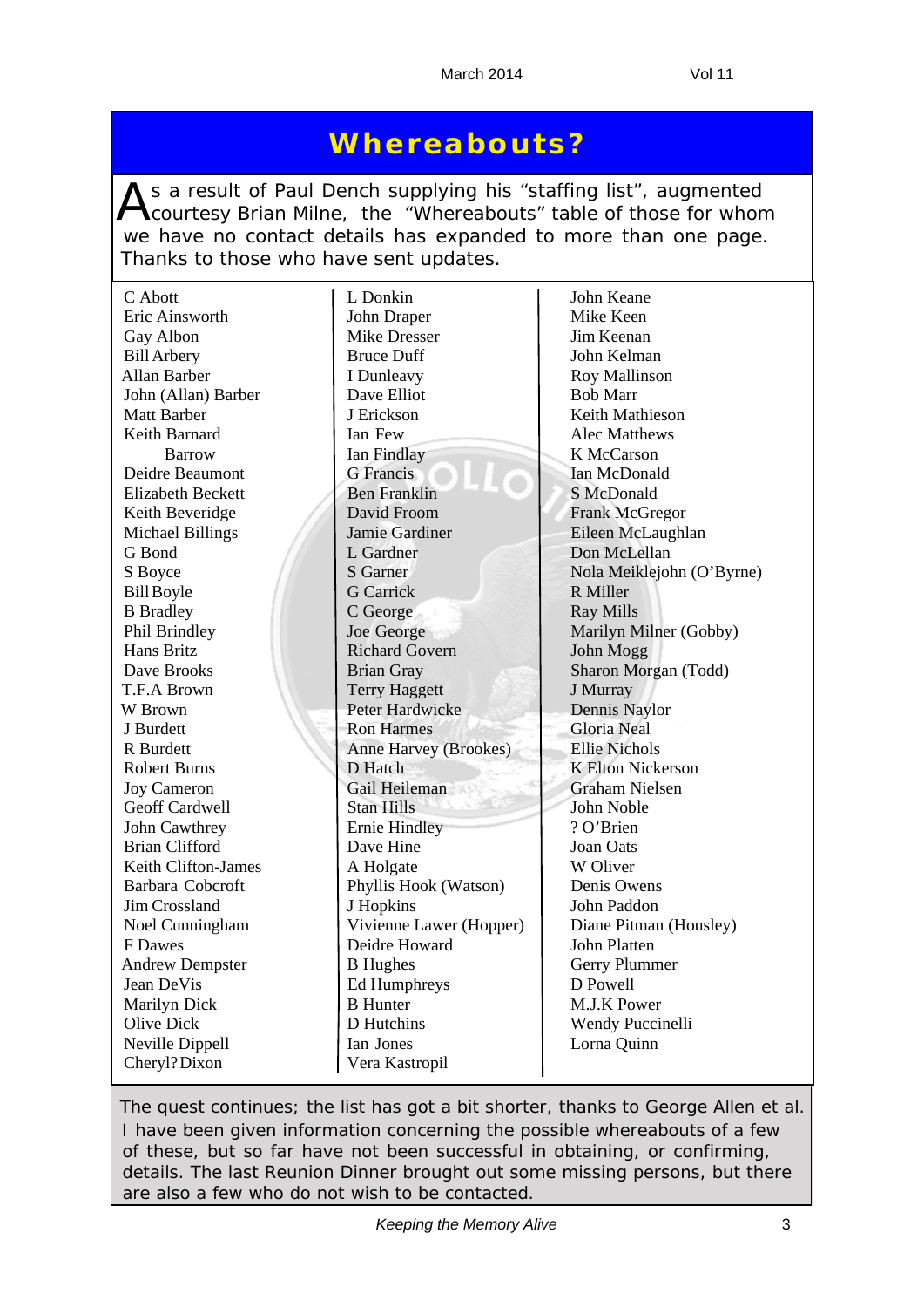# Whereabouts?

As a result of Paul Dench supplying his "staffing list", augmented courtesy Brian Milne, the "Whereabouts" table of those for whom we have no contact details has expanded to more than one page. Thanks to those who have sent updates.

C Abott
Eric Ainsworth
Gay Albon
Bill Arbery
Allan Barber
John (Allan) Barber
Matt Barber
Keith Barnard
Barrow
Deidre Beaumont
Elizabeth Beckett
Keith Beveridge
Michael Billings
G Bond
S Boyce
Bill Boyle
B Bradley
Phil Brindley
Hans Britz
Dave Brooks
T.F.A Brown
W Brown
J Burdett
R Burdett
Robert Burns
Joy Cameron
Geoff Cardwell
John Cawthrey
Brian Clifford
Keith Clifton-James
Barbara Cobcroft
Jim Crossland
Noel Cunningham
F Dawes
Andrew Dempster
Jean DeVis
Marilyn Dick
Olive Dick
Neville Dippell
Cheryl? Dixon
L Donkin
John Draper
Mike Dresser
Bruce Duff
I Dunleavy
Dave Elliot
J Erickson
Ian Few
Ian Findlay
G Francis
Ben Franklin
David Froom
Jamie Gardiner
L Gardner
S Garner
G Carrick
C George
Joe George
Richard Govern
Brian Gray
Terry Haggett
Peter Hardwicke
Ron Harmes
Anne Harvey (Brookes)
D Hatch
Gail Heileman
Stan Hills
Ernie Hindley
Dave Hine
A Holgate
Phyllis Hook (Watson)
J Hopkins
Vivienne Lawer (Hopper)
Deidre Howard
B Hughes
Ed Humphreys
B Hunter
D Hutchins
Ian Jones
Vera Kastropil
John Keane
Mike Keen
Jim Keenan
John Kelman
Roy Mallinson
Bob Marr
Keith Mathieson
Alec Matthews
K McCarson
Ian McDonald
S McDonald
Frank McGregor
Eileen McLaughlan
Don McLellan
Nola Meiklejohn (O'Byrne)
R Miller
Ray Mills
Marilyn Milner (Gobby)
John Mogg
Sharon Morgan (Todd)
J Murray
Dennis Naylor
Gloria Neal
Ellie Nichols
K Elton Nickerson
Graham Nielsen
John Noble
? O'Brien
Joan Oats
W Oliver
Denis Owens
John Paddon
Diane Pitman (Housley)
John Platten
Gerry Plummer
D Powell
M.J.K Power
Wendy Puccinelli
Lorna Quinn

The quest continues; the list has got a bit shorter, thanks to George Allen et al. I have been given information concerning the possible whereabouts of a few of these, but so far have not been successful in obtaining, or confirming, details. The last Reunion Dinner brought out some missing persons, but there are also a few who do not wish to be contacted.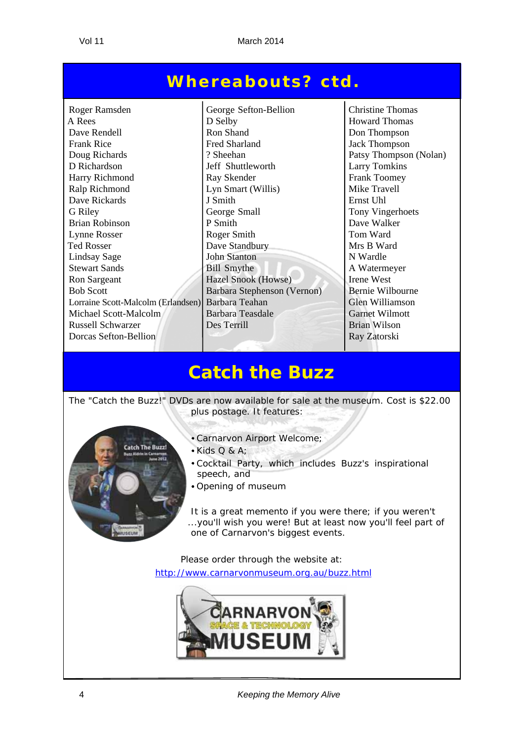## Whereabouts? ctd.

Roger Ramsden
A Rees
Dave Rendell
Frank Rice
Doug Richards
D Richardson
Harry Richmond
Ralp Richmond
Dave Rickards
G Riley
Brian Robinson
Lynne Rosser
Ted Rosser
Lindsay Sage
Stewart Sands
Ron Sargeant
Bob Scott
Lorraine Scott-Malcolm (Erlandsen)
Michael Scott-Malcolm
Russell Schwarzer
Dorcas Sefton-Bellion
George Sefton-Bellion
D Selby
Ron Shand
Fred Sharland
? Sheehan
Jeff Shuttleworth
Ray Skender
Lyn Smart (Willis)
J Smith
George Small
P Smith
Roger Smith
Dave Standbury
John Stanton
Bill Smythe
Hazel Snook (Howse)
Barbara Stephenson (Vernon)
Barbara Teahan
Barbara Teasdale
Des Terrill
Christine Thomas
Howard Thomas
Don Thompson
Jack Thompson
Patsy Thompson (Nolan)
Larry Tomkins
Frank Toomey
Mike Travell
Ernst Uhl
Tony Vingerhoets
Dave Walker
Tom Ward
Mrs B Ward
N Wardle
A Watermeyer
Irene West
Bernie Wilbourne
Glen Williamson
Garnet Wilmott
Brian Wilson
Ray Zatorski

## Catch the Buzz

The "Catch the Buzz!" DVDs are now available for sale at the museum. Cost is $22.00 plus postage. It features:

- Carnarvon Airport Welcome;
- Kids Q & A;
- Cocktail Party, which includes Buzz's inspirational speech, and
- Opening of museum

It is a great memento if you were there; if you weren't ...you'll wish you were! But at least now you'll feel part of one of Carnarvon's biggest events.

Please order through the website at:
http://www.carnarvonmuseum.org.au/buzz.html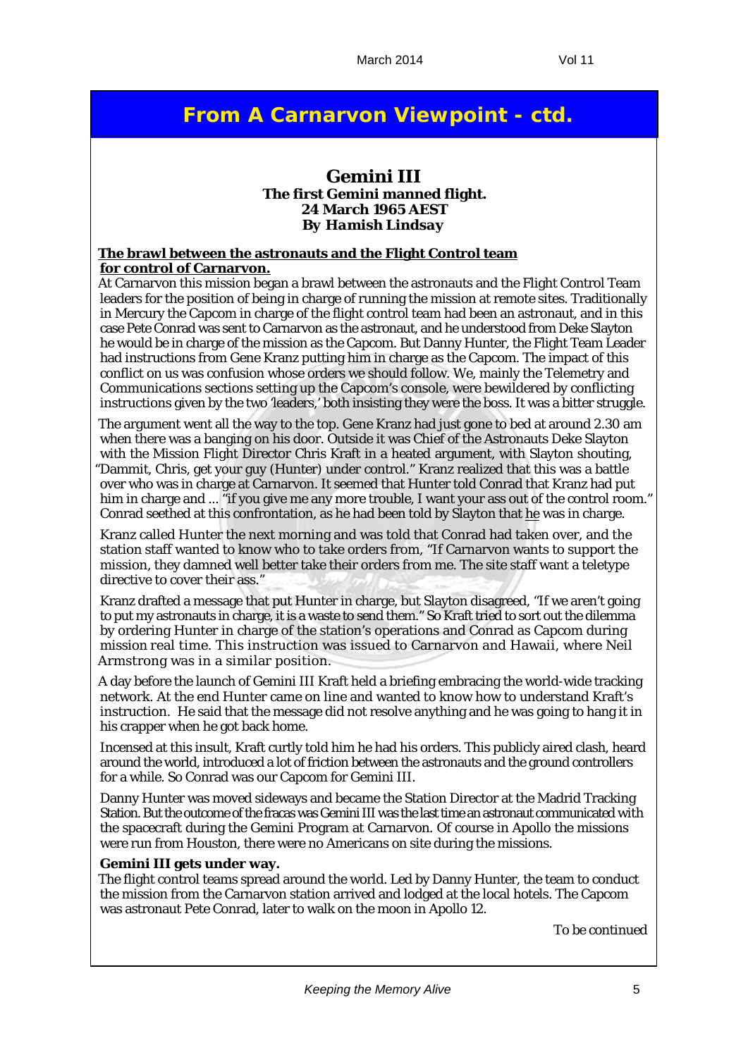## From A Carnarvon Viewpoint - ctd.

### Gemini III

**The first Gemini manned flight.**
**24 March 1965 AEST**
***By Hamish Lindsay***

**The brawl between the astronauts and the Flight Control team for control of Carnarvon.**

At Carnarvon this mission began a brawl between the astronauts and the Flight Control Team leaders for the position of being in charge of running the mission at remote sites. Traditionally in Mercury the Capcom in charge of the flight control team had been an astronaut, and in this case Pete Conrad was sent to Carnarvon as the astronaut, and he understood from Deke Slayton he would be in charge of the mission as the Capcom. But Danny Hunter, the Flight Team Leader had instructions from Gene Kranz putting him in charge as the Capcom. The impact of this conflict on us was confusion whose orders we should follow. We, mainly the Telemetry and Communications sections setting up the Capcom's console, were bewildered by conflicting instructions given by the two 'leaders,' both insisting they were the boss. It was a bitter struggle.

The argument went all the way to the top. Gene Kranz had just gone to bed at around 2.30 am when there was a banging on his door. Outside it was Chief of the Astronauts Deke Slayton with the Mission Flight Director Chris Kraft in a heated argument, with Slayton shouting, "Dammit, Chris, get your guy (Hunter) under control." Kranz realized that this was a battle over who was in charge at Carnarvon. It seemed that Hunter told Conrad that Kranz had put him in charge and ... "if you give me any more trouble, I want your ass out of the control room." Conrad seethed at this confrontation, as he had been told by Slayton that <u>he</u> was in charge.

Kranz called Hunter the next morning and was told that Conrad had taken over, and the station staff wanted to know who to take orders from, "If Carnarvon wants to support the mission, they damned well better take their orders from me. The site staff want a teletype directive to cover their ass."

Kranz drafted a message that put Hunter in charge, but Slayton disagreed, "If we aren't going to put my astronauts in charge, it is a waste to send them." So Kraft tried to sort out the dilemma by ordering Hunter in charge of the station's operations and Conrad as Capcom during mission real time. This instruction was issued to Carnarvon and Hawaii, where Neil Armstrong was in a similar position.

A day before the launch of Gemini III Kraft held a briefing embracing the world-wide tracking network. At the end Hunter came on line and wanted to know how to understand Kraft's instruction. He said that the message did not resolve anything and he was going to hang it in his crapper when he got back home.

Incensed at this insult, Kraft curtly told him he had his orders. This publicly aired clash, heard around the world, introduced a lot of friction between the astronauts and the ground controllers for a while. So Conrad was our Capcom for Gemini III.

Danny Hunter was moved sideways and became the Station Director at the Madrid Tracking Station. But the outcome of the fracas was Gemini III was the last time an astronaut communicated with the spacecraft during the Gemini Program at Carnarvon. Of course in Apollo the missions were run from Houston, there were no Americans on site during the missions.

**Gemini III gets under way.**

The flight control teams spread around the world. Led by Danny Hunter, the team to conduct the mission from the Carnarvon station arrived and lodged at the local hotels. The Capcom was astronaut Pete Conrad, later to walk on the moon in Apollo 12.

To be continued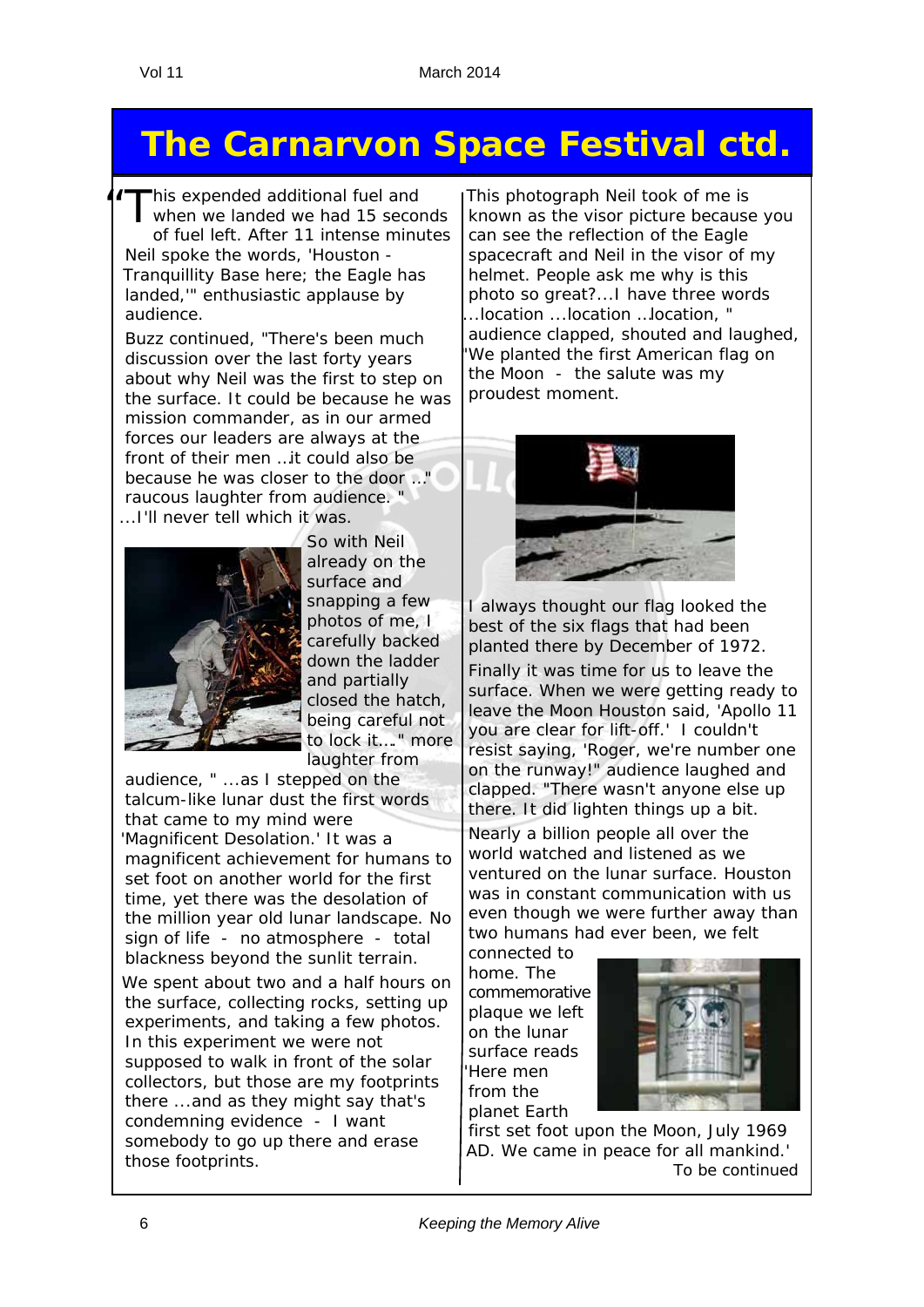// Omitted running header "Vol 11 March 2014" and footer "6 Keeping the Memory Alive"
# The Carnarvon Space Festival ctd.

"This expended additional fuel and when we landed we had 15 seconds of fuel left. After 11 intense minutes Neil spoke the words, 'Houston - Tranquillity Base here; the Eagle has landed,'" enthusiastic applause by audience.

Buzz continued, "There's been much discussion over the last forty years about why Neil was the first to step on the surface. It could be because he was mission commander, as in our armed forces our leaders are always at the front of their men ...it could also be because he was closer to the door ..." raucous laughter from audience. " ...I'll never tell which it was.

So with Neil already on the surface and snapping a few photos of me, I carefully backed down the ladder and partially closed the hatch, being careful not to lock it...." more laughter from audience, " ...as I stepped on the talcum-like lunar dust the first words that came to my mind were 'Magnificent Desolation.' It was a magnificent achievement for humans to set foot on another world for the first time, yet there was the desolation of the million year old lunar landscape. No sign of life - no atmosphere - total blackness beyond the sunlit terrain.

We spent about two and a half hours on the surface, collecting rocks, setting up experiments, and taking a few photos. In this experiment we were not supposed to walk in front of the solar collectors, but those are my footprints there ...and as they might say that's condemning evidence - I want somebody to go up there and erase those footprints.

This photograph Neil took of me is known as the visor picture because you can see the reflection of the Eagle spacecraft and Neil in the visor of my helmet. People ask me why is this photo so great?...I have three words ...location ...location ...location, " audience clapped, shouted and laughed, "We planted the first American flag on the Moon - the salute was my proudest moment.

I always thought our flag looked the best of the six flags that had been planted there by December of 1972.

Finally it was time for us to leave the surface. When we were getting ready to leave the Moon Houston said, 'Apollo 11 you are clear for lift-off.' I couldn't resist saying, 'Roger, we're number one on the runway!" audience laughed and clapped. "There wasn't anyone else up there. It did lighten things up a bit.

Nearly a billion people all over the world watched and listened as we ventured on the lunar surface. Houston was in constant communication with us even though we were further away than two humans had ever been, we felt connected to home. The commemorative plaque we left on the lunar surface reads 'Here men from the planet Earth first set foot upon the Moon, July 1969 AD. We came in peace for all mankind.'

To be continued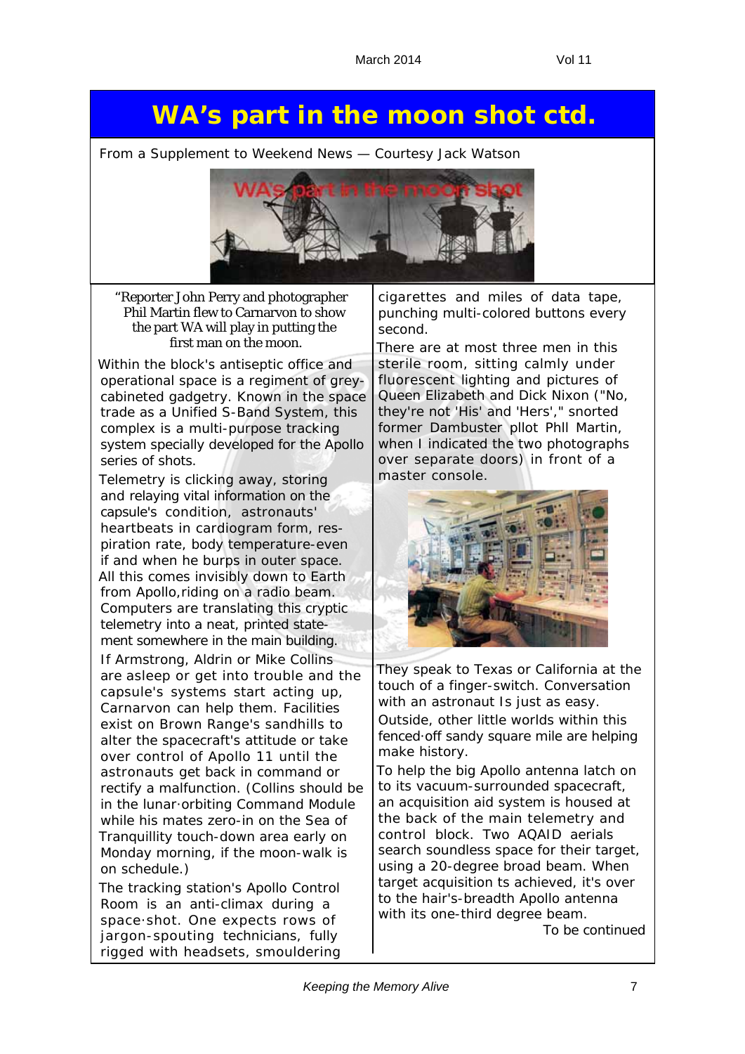# WA's part in the moon shot ctd.

From a Supplement to Weekend News — Courtesy Jack Watson

"Reporter John Perry and photographer Phil Martin flew to Carnarvon to show the part WA will play in putting the first man on the moon.

Within the block's antiseptic office and operational space is a regiment of grey-cabineted gadgetry. Known in the space trade as a Unified S-Band System, this complex is a multi-purpose tracking system specially developed for the Apollo series of shots.

Telemetry is clicking away, storing and relaying vital information on the capsule's condition, astronauts' heartbeats in cardiogram form, respiration rate, body temperature-even if and when he burps in outer space. All this comes invisibly down to Earth from Apollo,riding on a radio beam. Computers are translating this cryptic telemetry into a neat, printed statement somewhere in the main building.

If Armstrong, Aldrin or Mike Collins are asleep or get into trouble and the capsule's systems start acting up, Carnarvon can help them. Facilities exist on Brown Range's sandhills to alter the spacecraft's attitude or take over control of Apollo 11 until the astronauts get back in command or rectify a malfunction. (Collins should be in the lunar·orbiting Command Module while his mates zero-in on the Sea of Tranquillity touch-down area early on Monday morning, if the moon-walk is on schedule.)

The tracking station's Apollo Control Room is an anti-climax during a space·shot. One expects rows of jargon-spouting technicians, fully rigged with headsets, smouldering cigarettes and miles of data tape, punching multi-colored buttons every second.

There are at most three men in this sterile room, sitting calmly under fluorescent lighting and pictures of Queen Elizabeth and Dick Nixon ("No, they're not 'His' and 'Hers'," snorted former Dambuster pllot Phll Martin, when I indicated the two photographs over separate doors) in front of a master console.

They speak to Texas or California at the touch of a finger-switch. Conversation with an astronaut Is just as easy.

Outside, other little worlds within this fenced·off sandy square mile are helping make history.

To help the big Apollo antenna latch on to its vacuum-surrounded spacecraft, an acquisition aid system is housed at the back of the main telemetry and control block. Two AQAID aerials search soundless space for their target, using a 20-degree broad beam. When target acquisition ts achieved, it's over to the hair's-breadth Apollo antenna with its one-third degree beam.

To be continued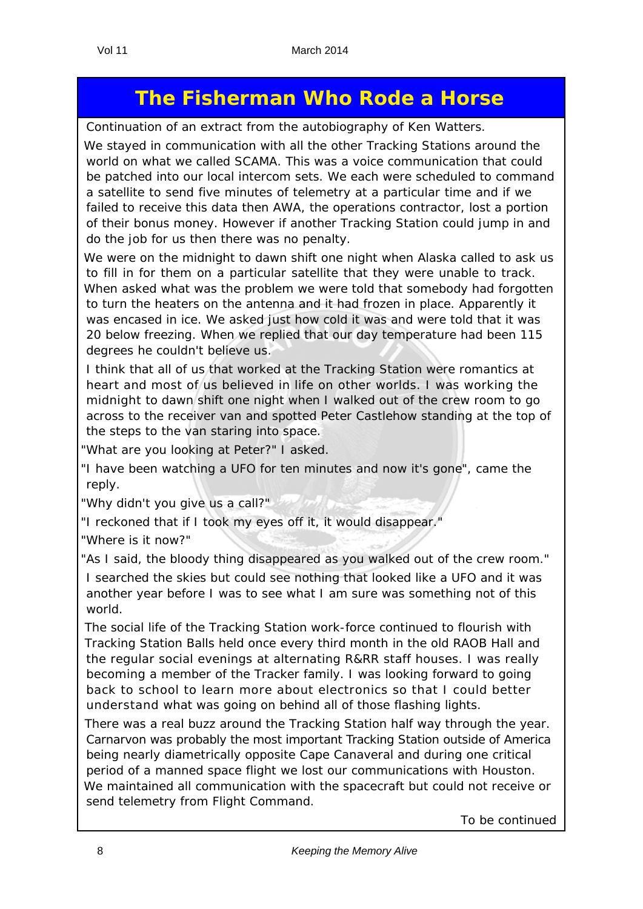# The Fisherman Who Rode a Horse

Continuation of an extract from the autobiography of Ken Watters.

We stayed in communication with all the other Tracking Stations around the world on what we called SCAMA. This was a voice communication that could be patched into our local intercom sets. We each were scheduled to command a satellite to send five minutes of telemetry at a particular time and if we failed to receive this data then AWA, the operations contractor, lost a portion of their bonus money. However if another Tracking Station could jump in and do the job for us then there was no penalty.

We were on the midnight to dawn shift one night when Alaska called to ask us to fill in for them on a particular satellite that they were unable to track. When asked what was the problem we were told that somebody had forgotten to turn the heaters on the antenna and it had frozen in place. Apparently it was encased in ice. We asked just how cold it was and were told that it was 20 below freezing. When we replied that our day temperature had been 115 degrees he couldn't believe us.

I think that all of us that worked at the Tracking Station were romantics at heart and most of us believed in life on other worlds. I was working the midnight to dawn shift one night when I walked out of the crew room to go across to the receiver van and spotted Peter Castlehow standing at the top of the steps to the van staring into space.

"What are you looking at Peter?" I asked.

"I have been watching a UFO for ten minutes and now it's gone", came the reply.

"Why didn't you give us a call?"

"I reckoned that if I took my eyes off it, it would disappear."

"Where is it now?"

"As I said, the bloody thing disappeared as you walked out of the crew room."

I searched the skies but could see nothing that looked like a UFO and it was another year before I was to see what I am sure was something not of this world.

The social life of the Tracking Station work-force continued to flourish with Tracking Station Balls held once every third month in the old RAOB Hall and the regular social evenings at alternating R&RR staff houses. I was really becoming a member of the Tracker family. I was looking forward to going back to school to learn more about electronics so that I could better understand what was going on behind all of those flashing lights.

There was a real buzz around the Tracking Station half way through the year. Carnarvon was probably the most important Tracking Station outside of America being nearly diametrically opposite Cape Canaveral and during one critical period of a manned space flight we lost our communications with Houston. We maintained all communication with the spacecraft but could not receive or send telemetry from Flight Command.

To be continued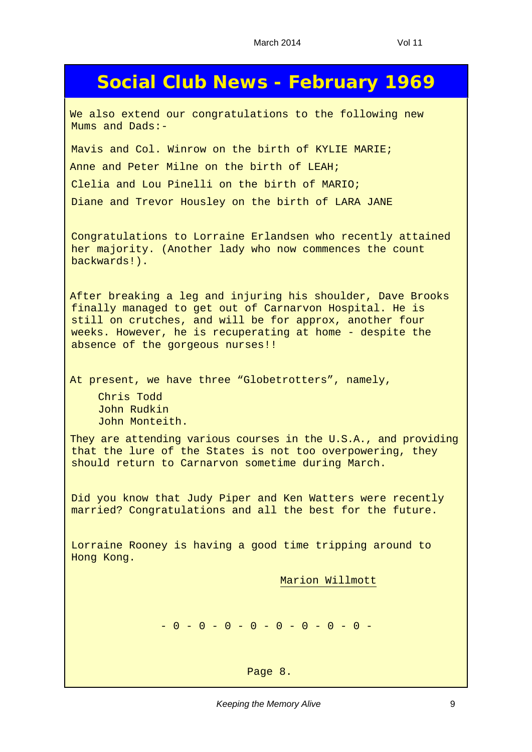# Social Club News - February 1969

We also extend our congratulations to the following new Mums and Dads:-

Mavis and Col. Winrow on the birth of KYLIE MARIE;

Anne and Peter Milne on the birth of LEAH;

Clelia and Lou Pinelli on the birth of MARIO;

Diane and Trevor Housley on the birth of LARA JANE

Congratulations to Lorraine Erlandsen who recently attained her majority. (Another lady who now commences the count backwards!).

After breaking a leg and injuring his shoulder, Dave Brooks finally managed to get out of Carnarvon Hospital. He is still on crutches, and will be for approx, another four weeks. However, he is recuperating at home - despite the absence of the gorgeous nurses!!

At present, we have three "Globetrotters", namely,

Chris Todd
John Rudkin
John Monteith.

They are attending various courses in the U.S.A., and providing that the lure of the States is not too overpowering, they should return to Carnarvon sometime during March.

Did you know that Judy Piper and Ken Watters were recently married? Congratulations and all the best for the future.

Lorraine Rooney is having a good time tripping around to Hong Kong.

Marion Willmott

- 0 - 0 - 0 - 0 - 0 - 0 - 0 - 0 -

Page 8.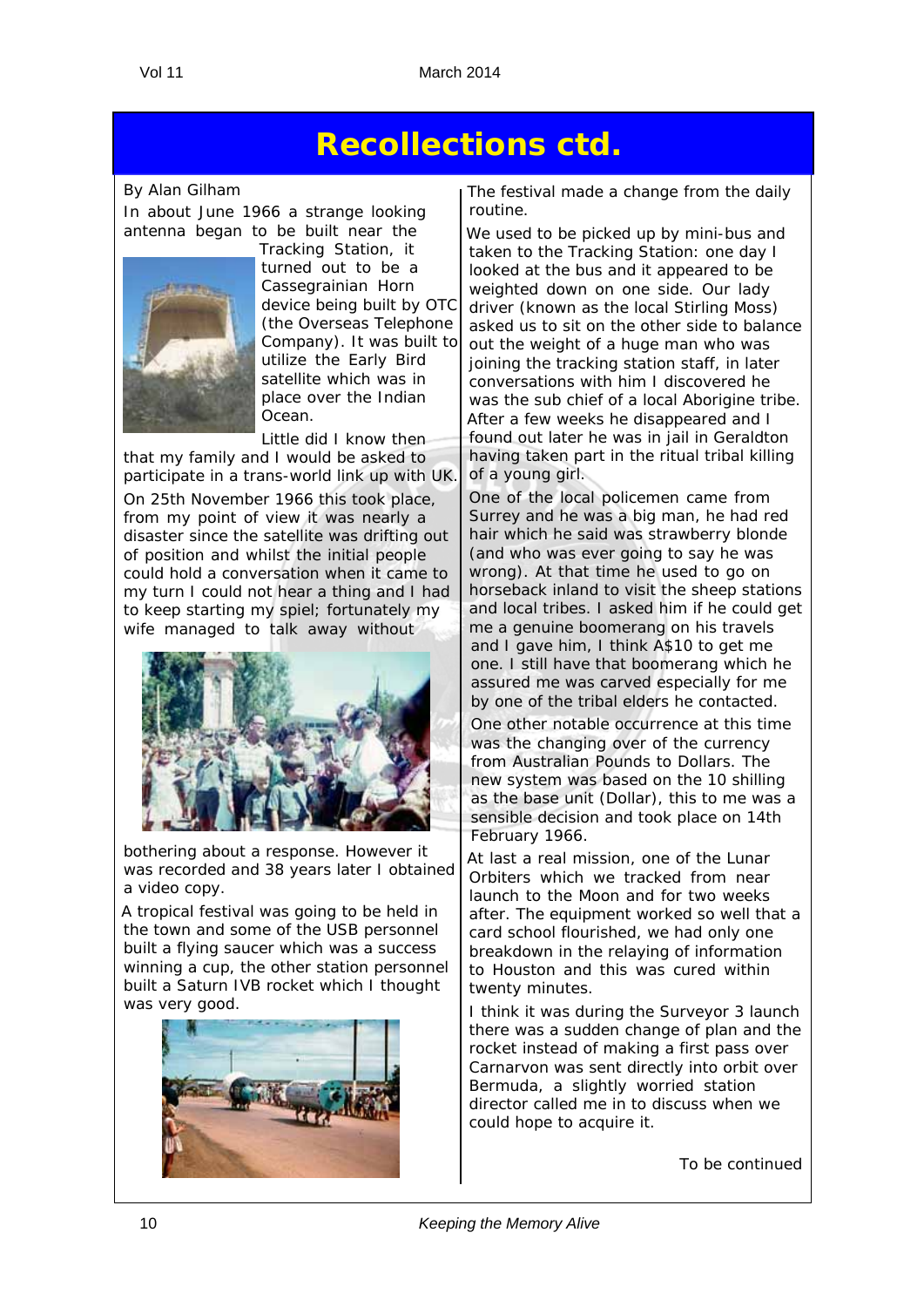# Recollections ctd.

By Alan Gilham

In about June 1966 a strange looking antenna began to be built near the Tracking Station, it turned out to be a Cassegrainian Horn device being built by OTC (the Overseas Telephone Company). It was built to utilize the Early Bird satellite which was in place over the Indian Ocean.

Little did I know then that my family and I would be asked to participate in a trans-world link up with UK.

On 25th November 1966 this took place, from my point of view it was nearly a disaster since the satellite was drifting out of position and whilst the initial people could hold a conversation when it came to my turn I could not hear a thing and I had to keep starting my spiel; fortunately my wife managed to talk away without bothering about a response. However it was recorded and 38 years later I obtained a video copy.

A tropical festival was going to be held in the town and some of the USB personnel built a flying saucer which was a success winning a cup, the other station personnel built a Saturn IVB rocket which I thought was very good.

The festival made a change from the daily routine.

We used to be picked up by mini-bus and taken to the Tracking Station: one day I looked at the bus and it appeared to be weighted down on one side. Our lady driver (known as the local Stirling Moss) asked us to sit on the other side to balance out the weight of a huge man who was joining the tracking station staff, in later conversations with him I discovered he was the sub chief of a local Aborigine tribe. After a few weeks he disappeared and I found out later he was in jail in Geraldton having taken part in the ritual tribal killing of a young girl.

One of the local policemen came from Surrey and he was a big man, he had red hair which he said was strawberry blonde (and who was ever going to say he was wrong). At that time he used to go on horseback inland to visit the sheep stations and local tribes. I asked him if he could get me a genuine boomerang on his travels and I gave him, I think A$10 to get me one. I still have that boomerang which he assured me was carved especially for me by one of the tribal elders he contacted.

One other notable occurrence at this time was the changing over of the currency from Australian Pounds to Dollars. The new system was based on the 10 shilling as the base unit (Dollar), this to me was a sensible decision and took place on 14th February 1966.

At last a real mission, one of the Lunar Orbiters which we tracked from near launch to the Moon and for two weeks after. The equipment worked so well that a card school flourished, we had only one breakdown in the relaying of information to Houston and this was cured within twenty minutes.

I think it was during the Surveyor 3 launch there was a sudden change of plan and the rocket instead of making a first pass over Carnarvon was sent directly into orbit over Bermuda, a slightly worried station director called me in to discuss when we could hope to acquire it.

To be continued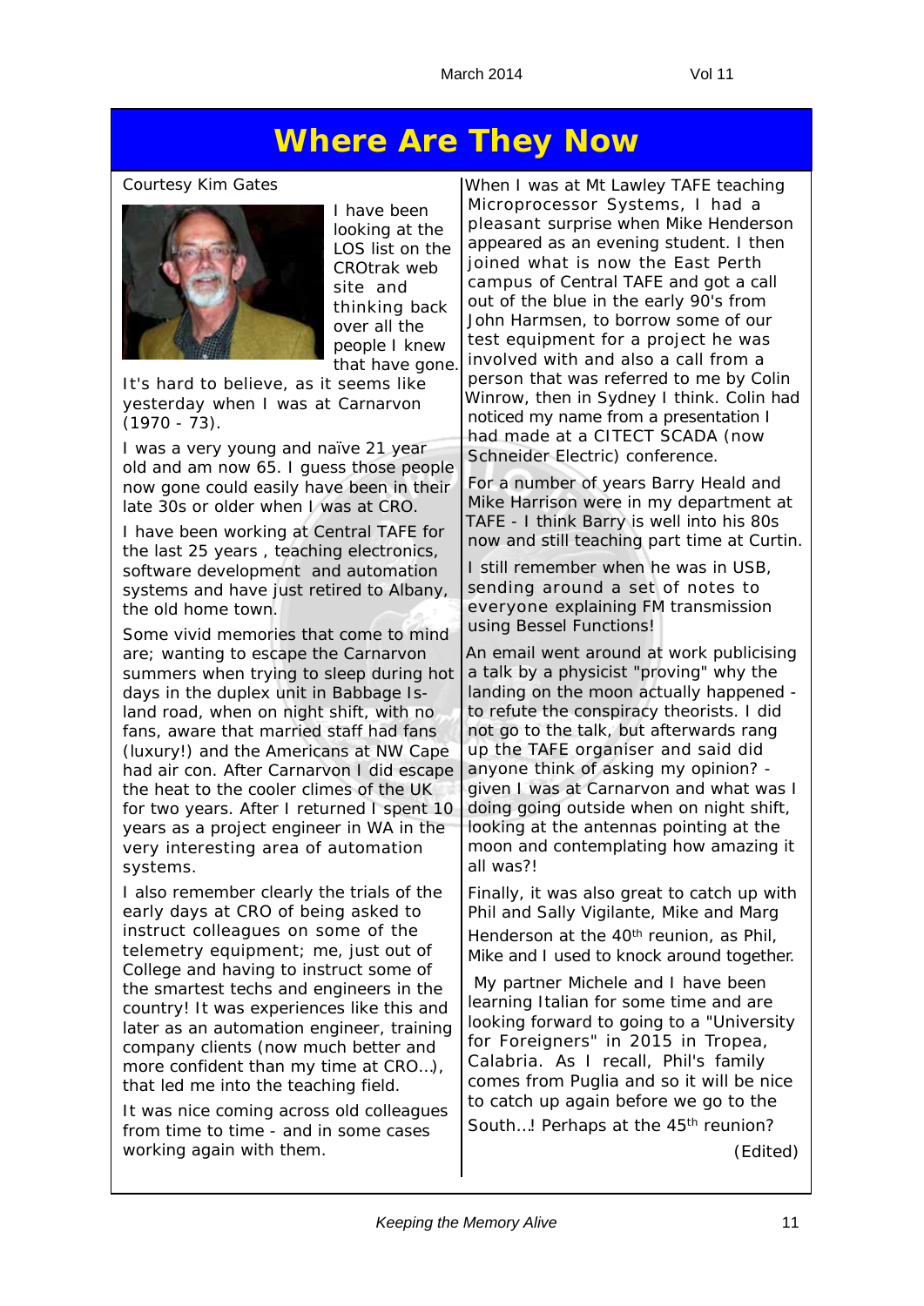# Where Are They Now

Courtesy Kim Gates

I have been looking at the LOS list on the CROtrak web site and thinking back over all the people I knew that have gone. It's hard to believe, as it seems like yesterday when I was at Carnarvon (1970 - 73).

I was a very young and naïve 21 year old and am now 65. I guess those people now gone could easily have been in their late 30s or older when I was at CRO.

I have been working at Central TAFE for the last 25 years , teaching electronics, software development and automation systems and have just retired to Albany, the old home town.

Some vivid memories that come to mind are; wanting to escape the Carnarvon summers when trying to sleep during hot days in the duplex unit in Babbage Island road, when on night shift, with no fans, aware that married staff had fans (luxury!) and the Americans at NW Cape had air con. After Carnarvon I did escape the heat to the cooler climes of the UK for two years. After I returned I spent 10 years as a project engineer in WA in the very interesting area of automation systems.

I also remember clearly the trials of the early days at CRO of being asked to instruct colleagues on some of the telemetry equipment; me, just out of College and having to instruct some of the smartest techs and engineers in the country! It was experiences like this and later as an automation engineer, training company clients (now much better and more confident than my time at CRO...), that led me into the teaching field.

It was nice coming across old colleagues from time to time - and in some cases working again with them.

When I was at Mt Lawley TAFE teaching Microprocessor Systems, I had a pleasant surprise when Mike Henderson appeared as an evening student. I then joined what is now the East Perth campus of Central TAFE and got a call out of the blue in the early 90's from John Harmsen, to borrow some of our test equipment for a project he was involved with and also a call from a person that was referred to me by Colin Winrow, then in Sydney I think. Colin had noticed my name from a presentation I had made at a CITECT SCADA (now Schneider Electric) conference.

For a number of years Barry Heald and Mike Harrison were in my department at TAFE - I think Barry is well into his 80s now and still teaching part time at Curtin.

I still remember when he was in USB, sending around a set of notes to everyone explaining FM transmission using Bessel Functions!

An email went around at work publicising a talk by a physicist "proving" why the landing on the moon actually happened - to refute the conspiracy theorists. I did not go to the talk, but afterwards rang up the TAFE organiser and said did anyone think of asking my opinion? - given I was at Carnarvon and what was I doing going outside when on night shift, looking at the antennas pointing at the moon and contemplating how amazing it all was?!

Finally, it was also great to catch up with Phil and Sally Vigilante, Mike and Marg Henderson at the 40th reunion, as Phil, Mike and I used to knock around together.

My partner Michele and I have been learning Italian for some time and are looking forward to going to a "University for Foreigners" in 2015 in Tropea, Calabria. As I recall, Phil's family comes from Puglia and so it will be nice to catch up again before we go to the South...! Perhaps at the 45th reunion?

(Edited)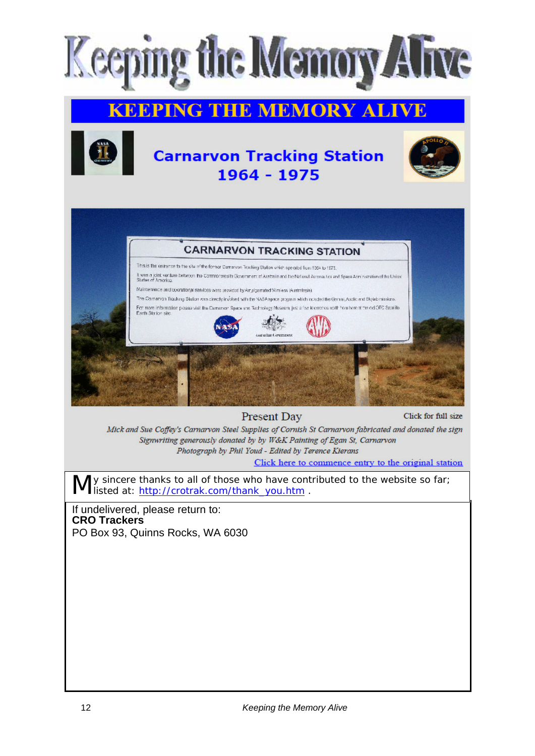# Keeping the Memory Alive

## KEEPING THE MEMORY ALIVE

### Carnarvon Tracking Station 1964 - 1975

Present Day

Click for full size

*Mick and Sue Coffey's Carnarvon Steel Supplies of Cornish St Carnarvon fabricated and donated the sign*
*Signwriting generously donated by by W&K Painting of Egan St, Carnarvon*
*Photograph by Phil Youd - Edited by Terence Kierans*

Click here to commence entry to the original station

My sincere thanks to all of those who have contributed to the website so far; listed at: http://crotrak.com/thank_you.htm .

If undelivered, please return to:
**CRO Trackers**
PO Box 93, Quinns Rocks, WA 6030